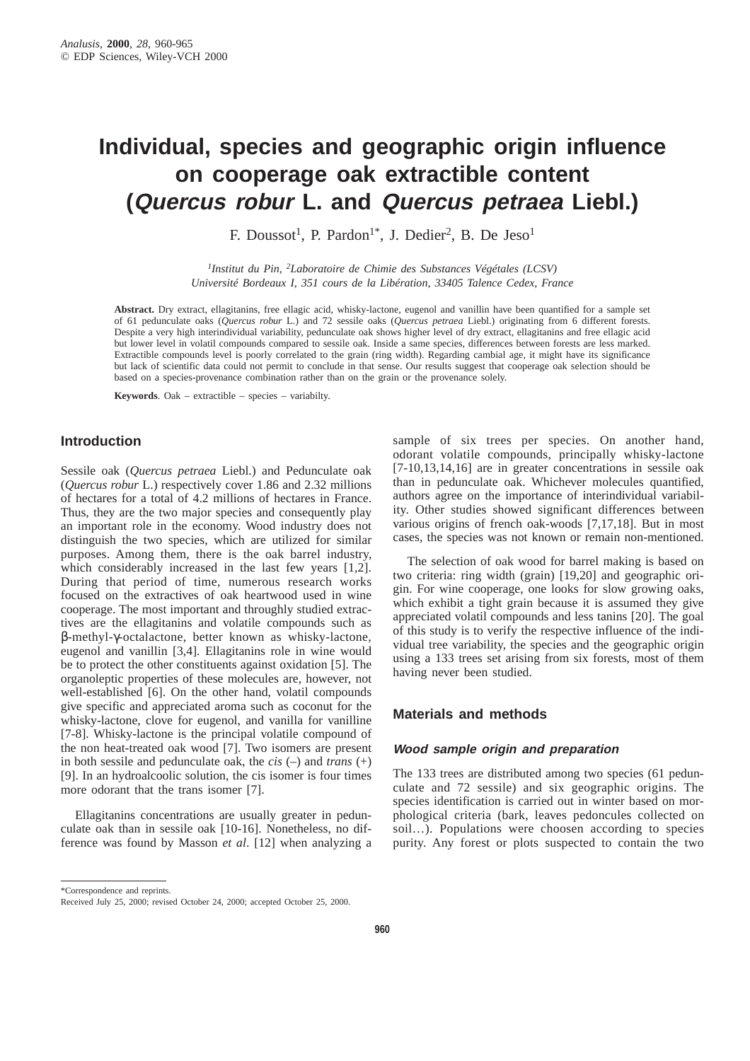# Individual, species and geographic origin influence on cooperage oak extractible content (*Quercus robur* L. and *Quercus petraea* Liebl.)

F. Doussot[1], P. Pardon[1*], J. Dedier[2], B. De Jeso[1]

[1]*Institut du Pin,* [2]*Laboratoire de Chimie des Substances Végétales (LCSV)*
*Université Bordeaux I, 351 cours de la Libération, 33405 Talence Cedex, France*

**Abstract.** Dry extract, ellagitanins, free ellagic acid, whisky-lactone, eugenol and vanillin have been quantified for a sample set of 61 pedunculate oaks (*Quercus robur* L.) and 72 sessile oaks (*Quercus petraea* Liebl.) originating from 6 different forests. Despite a very high interindividual variability, pedunculate oak shows higher level of dry extract, ellagitanins and free ellagic acid but lower level in volatil compounds compared to sessile oak. Inside a same species, differences between forests are less marked. Extractible compounds level is poorly correlated to the grain (ring width). Regarding cambial age, it might have its significance but lack of scientific data could not permit to conclude in that sense. Our results suggest that cooperage oak selection should be based on a species-provenance combination rather than on the grain or the provenance solely.

**Keywords**. Oak – extractible – species – variabilty.

## Introduction

Sessile oak (*Quercus petraea* Liebl.) and Pedunculate oak (*Quercus robur* L.) respectively cover 1.86 and 2.32 millions of hectares for a total of 4.2 millions of hectares in France. Thus, they are the two major species and consequently play an important role in the economy. Wood industry does not distinguish the two species, which are utilized for similar purposes. Among them, there is the oak barrel industry, which considerably increased in the last few years [1,2]. During that period of time, numerous research works focused on the extractives of oak heartwood used in wine cooperage. The most important and throughly studied extractives are the ellagitanins and volatile compounds such as β-methyl-γ-octalactone, better known as whisky-lactone, eugenol and vanillin [3,4]. Ellagitanins role in wine would be to protect the other constituents against oxidation [5]. The organoleptic properties of these molecules are, however, not well-established [6]. On the other hand, volatil compounds give specific and appreciated aroma such as coconut for the whisky-lactone, clove for eugenol, and vanilla for vanilline [7-8]. Whisky-lactone is the principal volatile compound of the non heat-treated oak wood [7]. Two isomers are present in both sessile and pedunculate oak, the *cis* (–) and *trans* (+) [9]. In an hydroalcoolic solution, the cis isomer is four times more odorant that the trans isomer [7].

Ellagitanins concentrations are usually greater in pedunculate oak than in sessile oak [10-16]. Nonetheless, no difference was found by Masson *et al*. [12] when analyzing a sample of six trees per species. On another hand, odorant volatile compounds, principally whisky-lactone [7-10,13,14,16] are in greater concentrations in sessile oak than in pedunculate oak. Whichever molecules quantified, authors agree on the importance of interindividual variability. Other studies showed significant differences between various origins of french oak-woods [7,17,18]. But in most cases, the species was not known or remain non-mentioned.

The selection of oak wood for barrel making is based on two criteria: ring width (grain) [19,20] and geographic origin. For wine cooperage, one looks for slow growing oaks, which exhibit a tight grain because it is assumed they give appreciated volatil compounds and less tanins [20]. The goal of this study is to verify the respective influence of the individual tree variability, the species and the geographic origin using a 133 trees set arising from six forests, most of them having never been studied.

## Materials and methods

### Wood sample origin and preparation

The 133 trees are distributed among two species (61 pedunculate and 72 sessile) and six geographic origins. The species identification is carried out in winter based on morphological criteria (bark, leaves pedoncules collected on soil…). Populations were choosen according to species purity. Any forest or plots suspected to contain the two

\*Correspondence and reprints.
Received July 25, 2000; revised October 24, 2000; accepted October 25, 2000.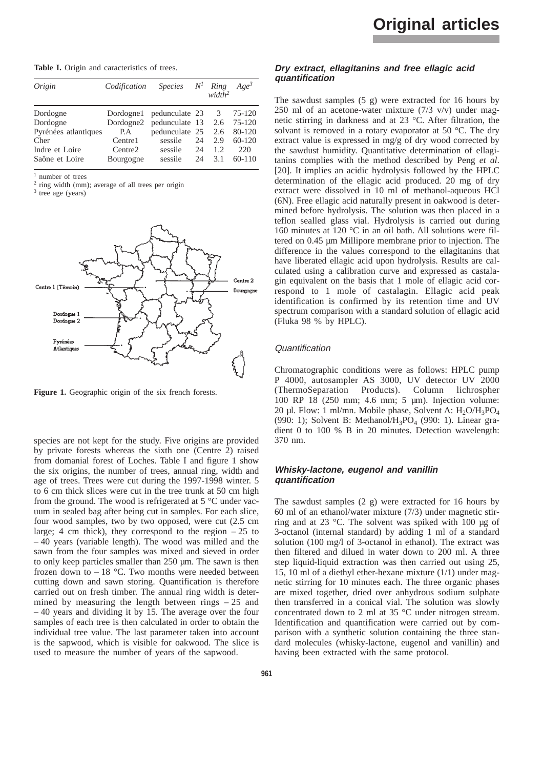**Table I.** Origin and caracteristics of trees.

| *Origin* | *Codification* | *Species* | *N*[1] | *Ring width*[2] | *Age*[3] |
|---|---|---|---|---|---|
| Dordogne | Dordogne1 | pedunculate | 23 | 3 | 75-120 |
| Dordogne | Dordogne2 | pedunculate | 13 | 2.6 | 75-120 |
| Pyrénées atlantiques | P.A | pedunculate | 25 | 2.6 | 80-120 |
| Cher | Centre1 | sessile | 24 | 2.9 | 60-120 |
| Indre et Loire | Centre2 | sessile | 24 | 1.2 | 220 |
| Saône et Loire | Bourgogne | sessile | 24 | 3.1 | 60-110 |

[1] number of trees
[2] ring width (mm); average of all trees per origin
[3] tree age (years)

Centre 1 (Témoin)

Dordogne 1
Dordogne 2

Pyrénées
Atlantiques

Centre 2
Bourgogne

**Figure 1.** Geographic origin of the six french forests.

species are not kept for the study. Five origins are provided by private forests whereas the sixth one (Centre 2) raised from domanial forest of Loches. Table I and figure 1 show the six origins, the number of trees, annual ring, width and age of trees. Trees were cut during the 1997-1998 winter. 5 to 6 cm thick slices were cut in the tree trunk at 50 cm high from the ground. The wood is refrigerated at 5 °C under vacuum in sealed bag after being cut in samples. For each slice, four wood samples, two by two opposed, were cut (2.5 cm large; 4 cm thick), they correspond to the region – 25 to – 40 years (variable length). The wood was milled and the sawn from the four samples was mixed and sieved in order to only keep particles smaller than 250 µm. The sawn is then frozen down to – 18 °C. Two months were needed between cutting down and sawn storing. Quantification is therefore carried out on fresh timber. The annual ring width is determined by measuring the length between rings – 25 and – 40 years and dividing it by 15. The average over the four samples of each tree is then calculated in order to obtain the individual tree value. The last parameter taken into account is the sapwood, which is visible for oakwood. The slice is used to measure the number of years of the sapwood.

### *Dry extract, ellagitanins and free ellagic acid quantification*

The sawdust samples (5 g) were extracted for 16 hours by 250 ml of an acetone-water mixture (7/3 v/v) under magnetic stirring in darkness and at 23 °C. After filtration, the solvant is removed in a rotary evaporator at 50 °C. The dry extract value is expressed in mg/g of dry wood corrected by the sawdust humidity. Quantitative determination of ellagitanins complies with the method described by Peng *et al*. [20]. It implies an acidic hydrolysis followed by the HPLC determination of the ellagic acid produced. 20 mg of dry extract were dissolved in 10 ml of methanol-aqueous HCl (6N). Free ellagic acid naturally present in oakwood is determined before hydrolysis. The solution was then placed in a teflon sealled glass vial. Hydrolysis is carried out during 160 minutes at 120 °C in an oil bath. All solutions were filtered on 0.45 µm Millipore membrane prior to injection. The difference in the values correspond to the ellagitanins that have liberated ellagic acid upon hydrolysis. Results are calculated using a calibration curve and expressed as castalagin equivalent on the basis that 1 mole of ellagic acid correspond to 1 mole of castalagin. Ellagic acid peak identification is confirmed by its retention time and UV spectrum comparison with a standard solution of ellagic acid (Fluka 98 % by HPLC).

### *Quantification*

Chromatographic conditions were as follows: HPLC pump P 4000, autosampler AS 3000, UV detector UV 2000 (ThermoSeparation Products). Column lichrospher 100 RP 18 (250 mm; 4.6 mm; 5 µm). Injection volume: 20 µl. Flow: 1 ml/mn. Mobile phase, Solvent A: $H_2O/H_3PO_4$ (990: 1); Solvent B: Methanol/$H_3PO_4$ (990: 1). Linear gradient 0 to 100 % B in 20 minutes. Detection wavelength: 370 nm.

### *Whisky-lactone, eugenol and vanillin quantification*

The sawdust samples (2 g) were extracted for 16 hours by 60 ml of an ethanol/water mixture (7/3) under magnetic stirring and at 23 °C. The solvent was spiked with 100 µg of 3-octanol (internal standard) by adding 1 ml of a standard solution (100 mg/l of 3-octanol in ethanol). The extract was then filtered and dilued in water down to 200 ml. A three step liquid-liquid extraction was then carried out using 25, 15, 10 ml of a diethyl ether-hexane mixture (1/1) under magnetic stirring for 10 minutes each. The three organic phases are mixed together, dried over anhydrous sodium sulphate then transferred in a conical vial. The solution was slowly concentrated down to 2 ml at 35 °C under nitrogen stream. Identification and quantification were carried out by comparison with a synthetic solution containing the three standard molecules (whisky-lactone, eugenol and vanillin) and having been extracted with the same protocol.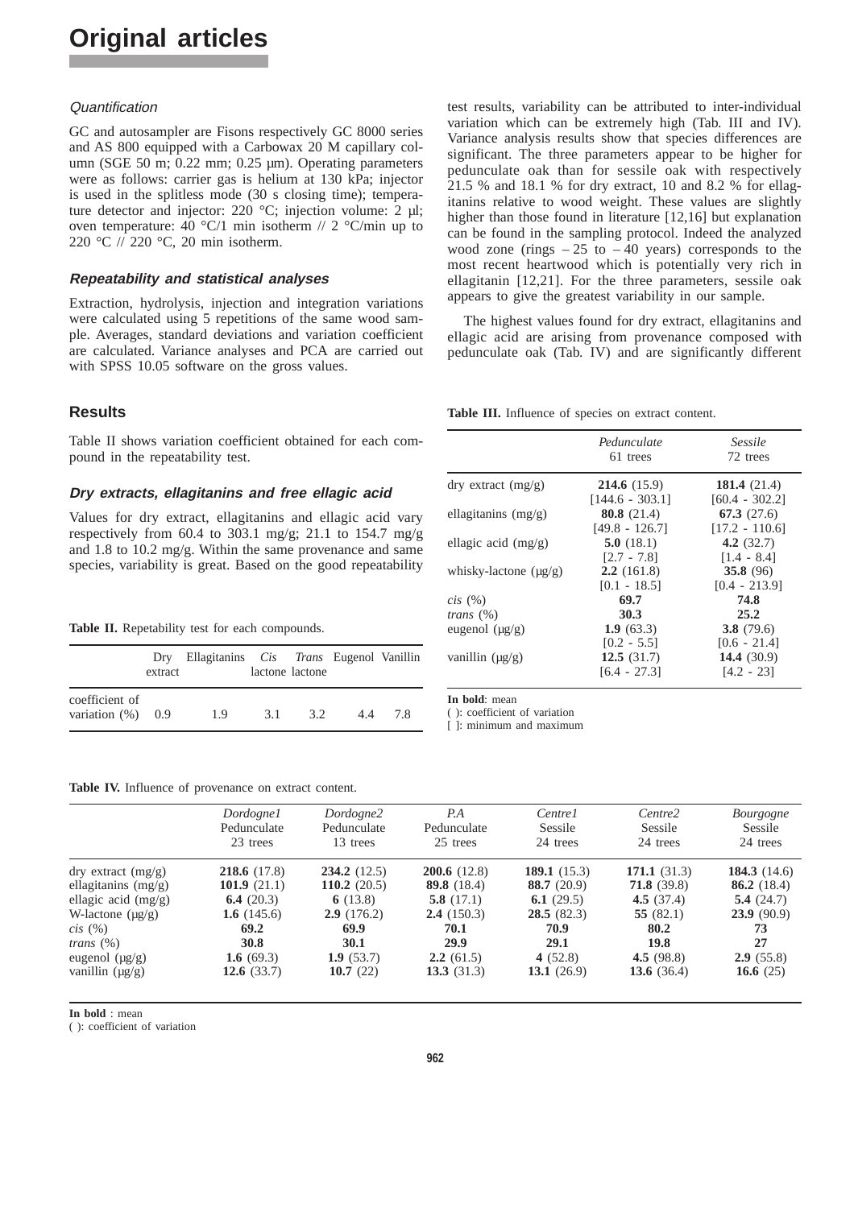### *Quantification*

GC and autosampler are Fisons respectively GC 8000 series and AS 800 equipped with a Carbowax 20 M capillary column (SGE 50 m; 0.22 mm; 0.25 µm). Operating parameters were as follows: carrier gas is helium at 130 kPa; injector is used in the splitless mode (30 s closing time); temperature detector and injector: 220 °C; injection volume: 2 µl; oven temperature: 40 °C/1 min isotherm // 2 °C/min up to 220 °C // 220 °C, 20 min isotherm.

### *Repeatability and statistical analyses*

Extraction, hydrolysis, injection and integration variations were calculated using 5 repetitions of the same wood sample. Averages, standard deviations and variation coefficient are calculated. Variance analyses and PCA are carried out with SPSS 10.05 software on the gross values.

## Results

Table II shows variation coefficient obtained for each compound in the repeatability test.

### *Dry extracts, ellagitanins and free ellagic acid*

Values for dry extract, ellagitanins and ellagic acid vary respectively from 60.4 to 303.1 mg/g; 21.1 to 154.7 mg/g and 1.8 to 10.2 mg/g. Within the same provenance and same species, variability is great. Based on the good repeatability test results, variability can be attributed to inter-individual variation which can be extremely high (Tab. III and IV). Variance analysis results show that species differences are significant. The three parameters appear to be higher for pedunculate oak than for sessile oak with respectively 21.5 % and 18.1 % for dry extract, 10 and 8.2 % for ellagitanins relative to wood weight. These values are slightly higher than those found in literature [12,16] but explanation can be found in the sampling protocol. Indeed the analyzed wood zone (rings – 25 to – 40 years) corresponds to the most recent heartwood which is potentially very rich in ellagitanin [12,21]. For the three parameters, sessile oak appears to give the greatest variability in our sample.

The highest values found for dry extract, ellagitanins and ellagic acid are arising from provenance composed with pedunculate oak (Tab. IV) and are significantly different

**Table II.** Repetability test for each compounds.

| | Dry extract | Ellagitanins | *Cis* lactone | *Trans* lactone | Eugenol | Vanillin |
|---|---|---|---|---|---|---|
| coefficient of variation (%) | 0.9 | 1.9 | 3.1 | 3.2 | 4.4 | 7.8 |

**Table III.** Influence of species on extract content.

| | *Pedunculate* 61 trees | *Sessile* 72 trees |
|---|---|---|
| dry extract (mg/g) | **214.6** (15.9) [144.6 - 303.1] | **181.4** (21.4) [60.4 - 302.2] |
| ellagitanins (mg/g) | **80.8** (21.4) [49.8 - 126.7] | **67.3** (27.6) [17.2 - 110.6] |
| ellagic acid (mg/g) | **5.0** (18.1) [2.7 - 7.8] | **4.2** (32.7) [1.4 - 8.4] |
| whisky-lactone (µg/g) | **2.2** (161.8) [0.1 - 18.5] | **35.8** (96) [0.4 - 213.9] |
| *cis* (%) | **69.7** | **74.8** |
| *trans* (%) | **30.3** | **25.2** |
| eugenol (µg/g) | **1.9** (63.3) [0.2 - 5.5] | **3.8** (79.6) [0.6 - 21.4] |
| vanillin (µg/g) | **12.5** (31.7) [6.4 - 27.3] | **14.4** (30.9) [4.2 - 23] |

**In bold**: mean
( ): coefficient of variation
[ ]: minimum and maximum

**Table IV.** Influence of provenance on extract content.

| | *Dordogne1* Pedunculate 23 trees | *Dordogne2* Pedunculate 13 trees | *P.A* Pedunculate 25 trees | *Centre1* Sessile 24 trees | *Centre2* Sessile 24 trees | *Bourgogne* Sessile 24 trees |
|---|---|---|---|---|---|---|
| dry extract (mg/g) | **218.6** (17.8) | **234.2** (12.5) | **200.6** (12.8) | **189.1** (15.3) | **171.1** (31.3) | **184.3** (14.6) |
| ellagitanins (mg/g) | **101.9** (21.1) | **110.2** (20.5) | **89.8** (18.4) | **88.7** (20.9) | **71.8** (39.8) | **86.2** (18.4) |
| ellagic acid (mg/g) | **6.4** (20.3) | **6** (13.8) | **5.8** (17.1) | **6.1** (29.5) | **4.5** (37.4) | **5.4** (24.7) |
| W-lactone (µg/g) | **1.6** (145.6) | **2.9** (176.2) | **2.4** (150.3) | **28.5** (82.3) | **55** (82.1) | **23.9** (90.9) |
| *cis* (%) | **69.2** | **69.9** | **70.1** | **70.9** | **80.2** | **73** |
| *trans* (%) | **30.8** | **30.1** | **29.9** | **29.1** | **19.8** | **27** |
| eugenol (µg/g) | **1.6** (69.3) | **1.9** (53.7) | **2.2** (61.5) | **4** (52.8) | **4.5** (98.8) | **2.9** (55.8) |
| vanillin (µg/g) | **12.6** (33.7) | **10.7** (22) | **13.3** (31.3) | **13.1** (26.9) | **13.6** (36.4) | **16.6** (25) |

**In bold** : mean
( ): coefficient of variation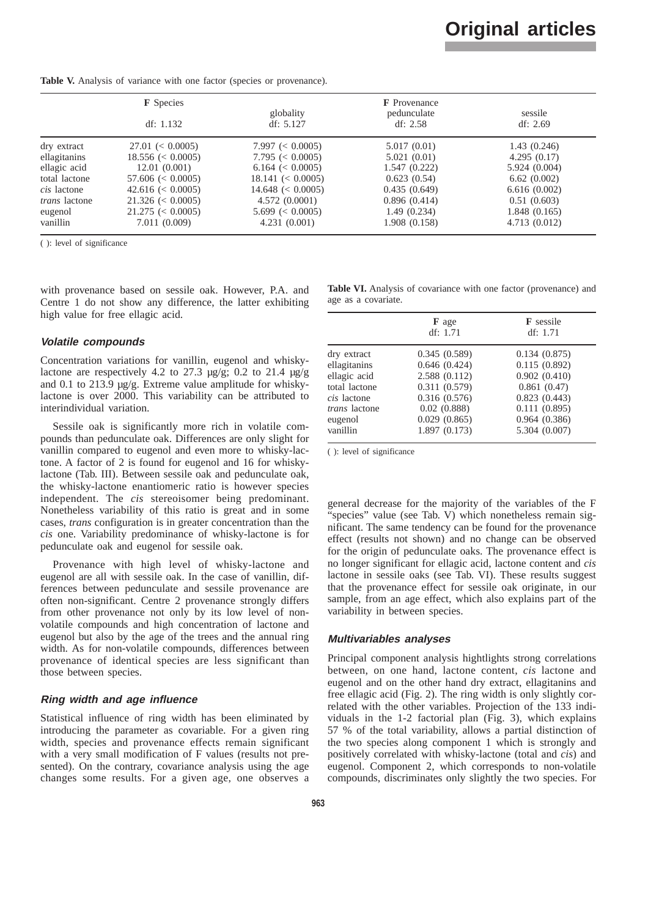**Table V.** Analysis of variance with one factor (species or provenance).

| | **F** Species | **F** Provenance | | |
|---|---|---|---|---|
| | df: 1.132 | globality df: 5.127 | pedunculate df: 2.58 | sessile df: 2.69 |
| dry extract | 27.01 (< 0.0005) | 7.997 (< 0.0005) | 5.017 (0.01) | 1.43 (0.246) |
| ellagitanins | 18.556 (< 0.0005) | 7.795 (< 0.0005) | 5.021 (0.01) | 4.295 (0.17) |
| ellagic acid | 12.01 (0.001) | 6.164 (< 0.0005) | 1.547 (0.222) | 5.924 (0.004) |
| total lactone | 57.606 (< 0.0005) | 18.141 (< 0.0005) | 0.623 (0.54) | 6.62 (0.002) |
| *cis* lactone | 42.616 (< 0.0005) | 14.648 (< 0.0005) | 0.435 (0.649) | 6.616 (0.002) |
| *trans* lactone | 21.326 (< 0.0005) | 4.572 (0.0001) | 0.896 (0.414) | 0.51 (0.603) |
| eugenol | 21.275 (< 0.0005) | 5.699 (< 0.0005) | 1.49 (0.234) | 1.848 (0.165) |
| vanillin | 7.011 (0.009) | 4.231 (0.001) | 1.908 (0.158) | 4.713 (0.012) |

( ): level of significance

with provenance based on sessile oak. However, P.A. and Centre 1 do not show any difference, the latter exhibiting high value for free ellagic acid.

### *Volatile compounds*

Concentration variations for vanillin, eugenol and whisky-lactone are respectively 4.2 to 27.3 µg/g; 0.2 to 21.4 µg/g and 0.1 to 213.9 µg/g. Extreme value amplitude for whisky-lactone is over 2000. This variability can be attributed to interindividual variation.

Sessile oak is significantly more rich in volatile compounds than pedunculate oak. Differences are only slight for vanillin compared to eugenol and even more to whisky-lactone. A factor of 2 is found for eugenol and 16 for whisky-lactone (Tab. III). Between sessile oak and pedunculate oak, the whisky-lactone enantiomeric ratio is however species independent. The *cis* stereoisomer being predominant. Nonetheless variability of this ratio is great and in some cases, *trans* configuration is in greater concentration than the *cis* one. Variability predominance of whisky-lactone is for pedunculate oak and eugenol for sessile oak.

Provenance with high level of whisky-lactone and eugenol are all with sessile oak. In the case of vanillin, differences between pedunculate and sessile provenance are often non-significant. Centre 2 provenance strongly differs from other provenance not only by its low level of non-volatile compounds and high concentration of lactone and eugenol but also by the age of the trees and the annual ring width. As for non-volatile compounds, differences between provenance of identical species are less significant than those between species.

### *Ring width and age influence*

Statistical influence of ring width has been eliminated by introducing the parameter as covariable. For a given ring width, species and provenance effects remain significant with a very small modification of F values (results not presented). On the contrary, covariance analysis using the age changes some results. For a given age, one observes a general decrease for the majority of the variables of the F "species" value (see Tab. V) which nonetheless remain significant. The same tendency can be found for the provenance effect (results not shown) and no change can be observed for the origin of pedunculate oaks. The provenance effect is no longer significant for ellagic acid, lactone content and *cis* lactone in sessile oaks (see Tab. VI). These results suggest that the provenance effect for sessile oak originate, in our sample, from an age effect, which also explains part of the variability in between species.

**Table VI.** Analysis of covariance with one factor (provenance) and age as a covariate.

| | **F** age df: 1.71 | **F** sessile df: 1.71 |
|---|---|---|
| dry extract | 0.345 (0.589) | 0.134 (0.875) |
| ellagitanins | 0.646 (0.424) | 0.115 (0.892) |
| ellagic acid | 2.588 (0.112) | 0.902 (0.410) |
| total lactone | 0.311 (0.579) | 0.861 (0.47) |
| *cis* lactone | 0.316 (0.576) | 0.823 (0.443) |
| *trans* lactone | 0.02 (0.888) | 0.111 (0.895) |
| eugenol | 0.029 (0.865) | 0.964 (0.386) |
| vanillin | 1.897 (0.173) | 5.304 (0.007) |

( ): level of significance

### *Multivariables analyses*

Principal component analysis hightlights strong correlations between, on one hand, lactone content, *cis* lactone and eugenol and on the other hand dry extract, ellagitanins and free ellagic acid (Fig. 2). The ring width is only slightly correlated with the other variables. Projection of the 133 individuals in the 1-2 factorial plan (Fig. 3), which explains 57 % of the total variability, allows a partial distinction of the two species along component 1 which is strongly and positively correlated with whisky-lactone (total and *cis*) and eugenol. Component 2, which corresponds to non-volatile compounds, discriminates only slightly the two species. For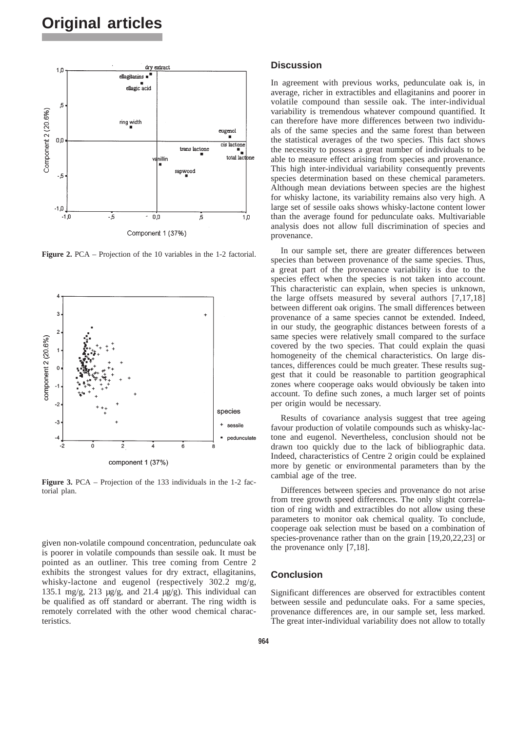1,0

,5

0,0

-,5

-1,0

-1,0 -,5 0,0 ,5 1,0

Component 2 (20.6%)

Component 1 (37%)

dry extract

ellagitanins

ellagic acid

ring width

eugenol

cis lactone

trans lactone

total lactone

vanillin

sapwood

**Figure 2.** PCA – Projection of the 10 variables in the 1-2 factorial.

4

3

2

1

0

-1

-2

-3

-4

-2 0 2 4 6 8

component 2 (20.6%)

component 1 (37%)

species

\+ sessile

▪ pedunculate

**Figure 3.** PCA – Projection of the 133 individuals in the 1-2 factorial plan.

given non-volatile compound concentration, pedunculate oak is poorer in volatile compounds than sessile oak. It must be pointed as an outliner. This tree coming from Centre 2 exhibits the strongest values for dry extract, ellagitanins, whisky-lactone and eugenol (respectively 302.2 mg/g, 135.1 mg/g, 213 µg/g, and 21.4 µg/g). This individual can be qualified as off standard or aberrant. The ring width is remotely correlated with the other wood chemical characteristics.

## Discussion

In agreement with previous works, pedunculate oak is, in average, richer in extractibles and ellagitanins and poorer in volatile compound than sessile oak. The inter-individual variability is tremendous whatever compound quantified. It can therefore have more differences between two individuals of the same species and the same forest than between the statistical averages of the two species. This fact shows the necessity to possess a great number of individuals to be able to measure effect arising from species and provenance. This high inter-individual variability consequently prevents species determination based on these chemical parameters. Although mean deviations between species are the highest for whisky lactone, its variability remains also very high. A large set of sessile oaks shows whisky-lactone content lower than the average found for pedunculate oaks. Multivariable analysis does not allow full discrimination of species and provenance.

In our sample set, there are greater differences between species than between provenance of the same species. Thus, a great part of the provenance variability is due to the species effect when the species is not taken into account. This characteristic can explain, when species is unknown, the large offsets measured by several authors [7,17,18] between different oak origins. The small differences between provenance of a same species cannot be extended. Indeed, in our study, the geographic distances between forests of a same species were relatively small compared to the surface covered by the two species. That could explain the quasi homogeneity of the chemical characteristics. On large distances, differences could be much greater. These results suggest that it could be reasonable to partition geographical zones where cooperage oaks would obviously be taken into account. To define such zones, a much larger set of points per origin would be necessary.

Results of covariance analysis suggest that tree ageing favour production of volatile compounds such as whisky-lactone and eugenol. Nevertheless, conclusion should not be drawn too quickly due to the lack of bibliographic data. Indeed, characteristics of Centre 2 origin could be explained more by genetic or environmental parameters than by the cambial age of the tree.

Differences between species and provenance do not arise from tree growth speed differences. The only slight correlation of ring width and extractibles do not allow using these parameters to monitor oak chemical quality. To conclude, cooperage oak selection must be based on a combination of species-provenance rather than on the grain [19,20,22,23] or the provenance only [7,18].

## Conclusion

Significant differences are observed for extractibles content between sessile and pedunculate oaks. For a same species, provenance differences are, in our sample set, less marked. The great inter-individual variability does not allow to totally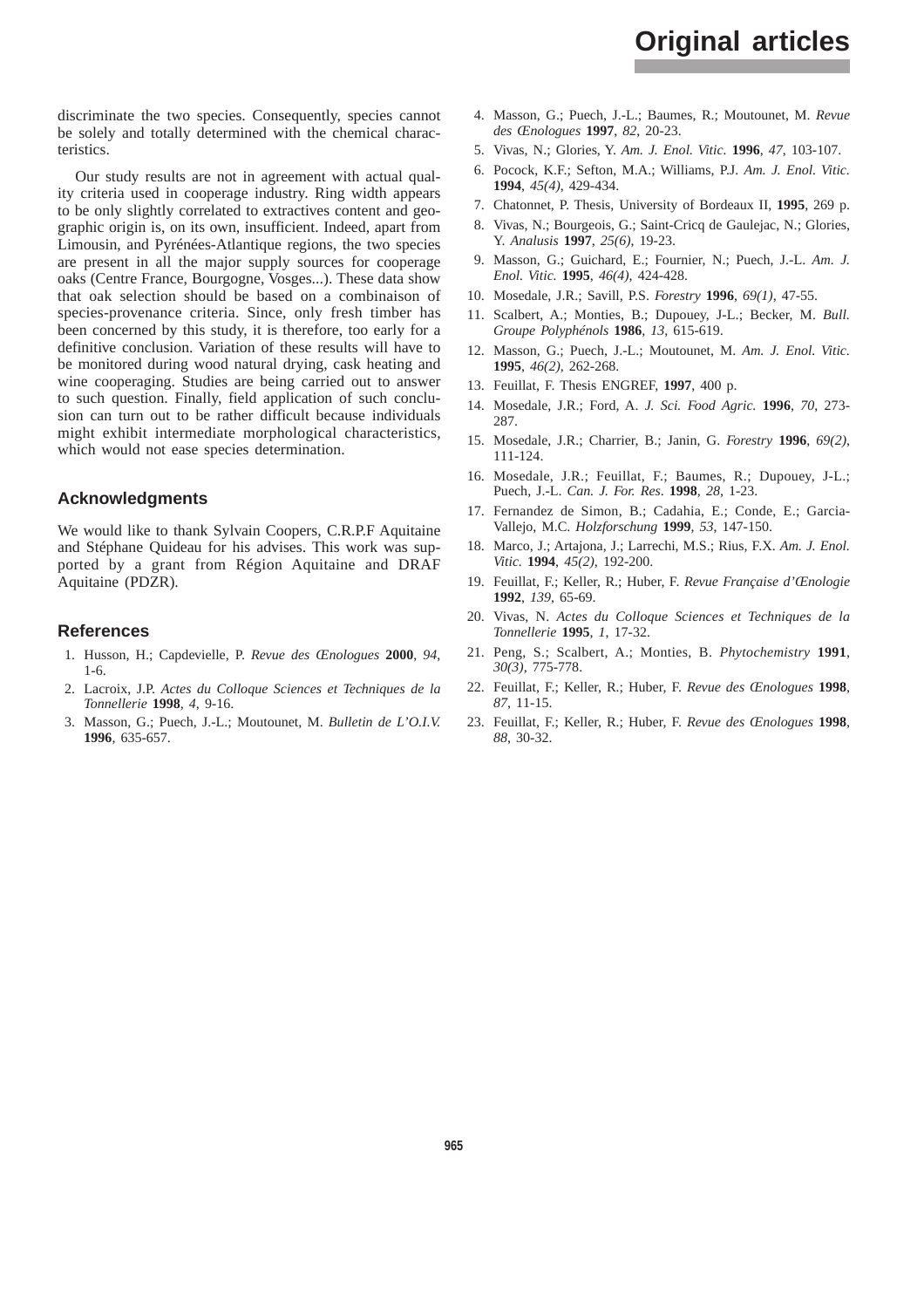discriminate the two species. Consequently, species cannot be solely and totally determined with the chemical characteristics.

Our study results are not in agreement with actual quality criteria used in cooperage industry. Ring width appears to be only slightly correlated to extractives content and geographic origin is, on its own, insufficient. Indeed, apart from Limousin, and Pyrénées-Atlantique regions, the two species are present in all the major supply sources for cooperage oaks (Centre France, Bourgogne, Vosges...). These data show that oak selection should be based on a combinaison of species-provenance criteria. Since, only fresh timber has been concerned by this study, it is therefore, too early for a definitive conclusion. Variation of these results will have to be monitored during wood natural drying, cask heating and wine cooperaging. Studies are being carried out to answer to such question. Finally, field application of such conclusion can turn out to be rather difficult because individuals might exhibit intermediate morphological characteristics, which would not ease species determination.

## Acknowledgments

We would like to thank Sylvain Coopers, C.R.P.F Aquitaine and Stéphane Quideau for his advises. This work was supported by a grant from Région Aquitaine and DRAF Aquitaine (PDZR).

## References

1. Husson, H.; Capdevielle, P. *Revue des Œnologues* **2000**, *94*, 1-6.
2. Lacroix, J.P. *Actes du Colloque Sciences et Techniques de la Tonnellerie* **1998**, *4*, 9-16.
3. Masson, G.; Puech, J.-L.; Moutounet, M. *Bulletin de L'O.I.V.* **1996**, 635-657.
4. Masson, G.; Puech, J.-L.; Baumes, R.; Moutounet, M. *Revue des Œnologues* **1997**, *82*, 20-23.
5. Vivas, N.; Glories, Y. *Am. J. Enol. Vitic.* **1996**, *47*, 103-107.
6. Pocock, K.F.; Sefton, M.A.; Williams, P.J. *Am. J. Enol. Vitic.* **1994**, *45(4)*, 429-434.
7. Chatonnet, P. Thesis, University of Bordeaux II, **1995**, 269 p.
8. Vivas, N.; Bourgeois, G.; Saint-Cricq de Gaulejac, N.; Glories, Y. *Analusis* **1997**, *25(6)*, 19-23.
9. Masson, G.; Guichard, E.; Fournier, N.; Puech, J.-L. *Am. J. Enol. Vitic.* **1995**, *46(4)*, 424-428.
10. Mosedale, J.R.; Savill, P.S. *Forestry* **1996**, *69(1)*, 47-55.
11. Scalbert, A.; Monties, B.; Dupouey, J-L.; Becker, M. *Bull. Groupe Polyphénols* **1986**, *13*, 615-619.
12. Masson, G.; Puech, J.-L.; Moutounet, M. *Am. J. Enol. Vitic.* **1995**, *46(2)*, 262-268.
13. Feuillat, F. Thesis ENGREF, **1997**, 400 p.
14. Mosedale, J.R.; Ford, A. *J. Sci. Food Agric.* **1996**, *70*, 273-287.
15. Mosedale, J.R.; Charrier, B.; Janin, G. *Forestry* **1996**, *69(2)*, 111-124.
16. Mosedale, J.R.; Feuillat, F.; Baumes, R.; Dupouey, J-L.; Puech, J.-L. *Can. J. For. Res.* **1998**, *28*, 1-23.
17. Fernandez de Simon, B.; Cadahia, E.; Conde, E.; Garcia-Vallejo, M.C. *Holzforschung* **1999**, *53*, 147-150.
18. Marco, J.; Artajona, J.; Larrechi, M.S.; Rius, F.X. *Am. J. Enol. Vitic.* **1994**, *45(2)*, 192-200.
19. Feuillat, F.; Keller, R.; Huber, F. *Revue Française d'Œnologie* **1992**, *139*, 65-69.
20. Vivas, N. *Actes du Colloque Sciences et Techniques de la Tonnellerie* **1995**, *1*, 17-32.
21. Peng, S.; Scalbert, A.; Monties, B. *Phytochemistry* **1991**, *30(3)*, 775-778.
22. Feuillat, F.; Keller, R.; Huber, F. *Revue des Œnologues* **1998**, *87*, 11-15.
23. Feuillat, F.; Keller, R.; Huber, F. *Revue des Œnologues* **1998**, *88*, 30-32.